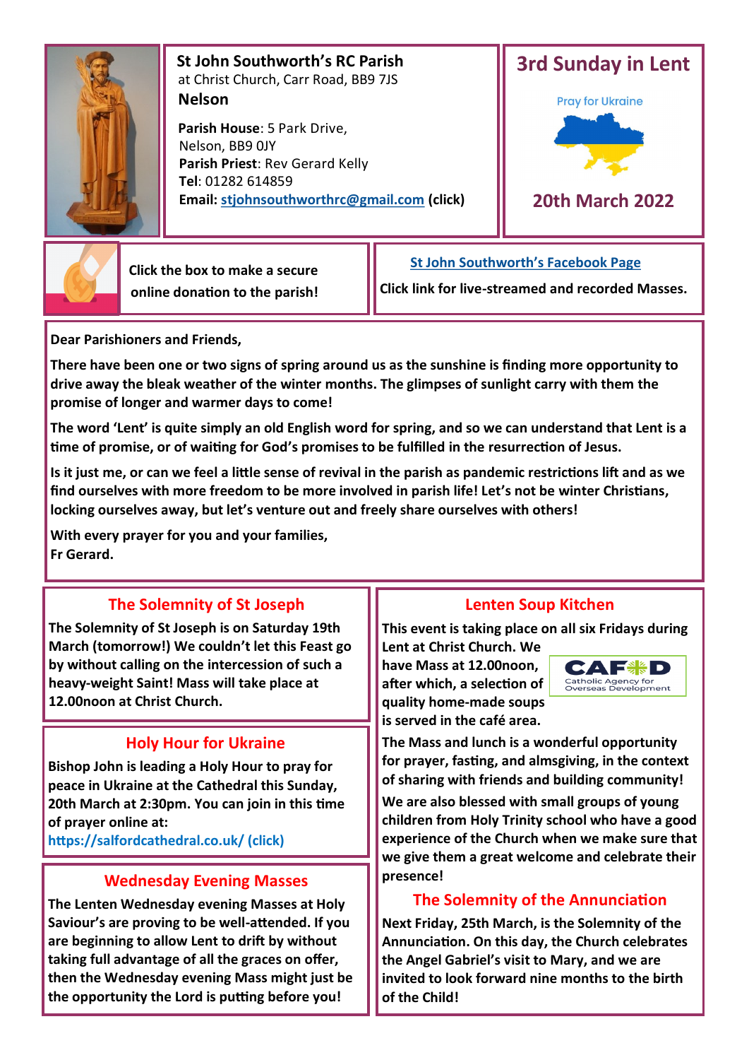**St John Southworth's RC Parish**
at Christ Church, Carr Road, BB9 7JS
**Nelson**

**Parish House**: 5 Park Drive,
Nelson, BB9 0JY
**Parish Priest**: Rev Gerard Kelly
**Tel**: 01282 614859
**Email:** stjohnsouthworthrc@gmail.com **(click)**

# 3rd Sunday in Lent

Pray for Ukraine

## 20th March 2022

Click the box to make a secure online donation to the parish!

**St John Southworth's Facebook Page**

Click link for live-streamed and recorded Masses.

**Dear Parishioners and Friends,**

**There have been one or two signs of spring around us as the sunshine is finding more opportunity to drive away the bleak weather of the winter months. The glimpses of sunlight carry with them the promise of longer and warmer days to come!**

**The word 'Lent' is quite simply an old English word for spring, and so we can understand that Lent is a time of promise, or of waiting for God's promises to be fulfilled in the resurrection of Jesus.**

**Is it just me, or can we feel a little sense of revival in the parish as pandemic restrictions lift and as we find ourselves with more freedom to be more involved in parish life! Let's not be winter Christians, locking ourselves away, but let's venture out and freely share ourselves with others!**

**With every prayer for you and your families,**
**Fr Gerard.**

## The Solemnity of St Joseph

**The Solemnity of St Joseph is on Saturday 19th March (tomorrow!) We couldn't let this Feast go by without calling on the intercession of such a heavy-weight Saint! Mass will take place at 12.00noon at Christ Church.**

## Holy Hour for Ukraine

**Bishop John is leading a Holy Hour to pray for peace in Ukraine at the Cathedral this Sunday, 20th March at 2:30pm. You can join in this time of prayer online at:**
**https://salfordcathedral.co.uk/ (click)**

## Wednesday Evening Masses

**The Lenten Wednesday evening Masses at Holy Saviour's are proving to be well-attended. If you are beginning to allow Lent to drift by without taking full advantage of all the graces on offer, then the Wednesday evening Mass might just be the opportunity the Lord is putting before you!**

## Lenten Soup Kitchen

**This event is taking place on all six Fridays during Lent at Christ Church. We have Mass at 12.00noon, after which, a selection of quality home-made soups is served in the café area.**

CAFOD — Catholic Agency for Overseas Development

**The Mass and lunch is a wonderful opportunity for prayer, fasting, and almsgiving, in the context of sharing with friends and building community!**

**We are also blessed with small groups of young children from Holy Trinity school who have a good experience of the Church when we make sure that we give them a great welcome and celebrate their presence!**

## The Solemnity of the Annunciation

**Next Friday, 25th March, is the Solemnity of the Annunciation. On this day, the Church celebrates the Angel Gabriel's visit to Mary, and we are invited to look forward nine months to the birth of the Child!**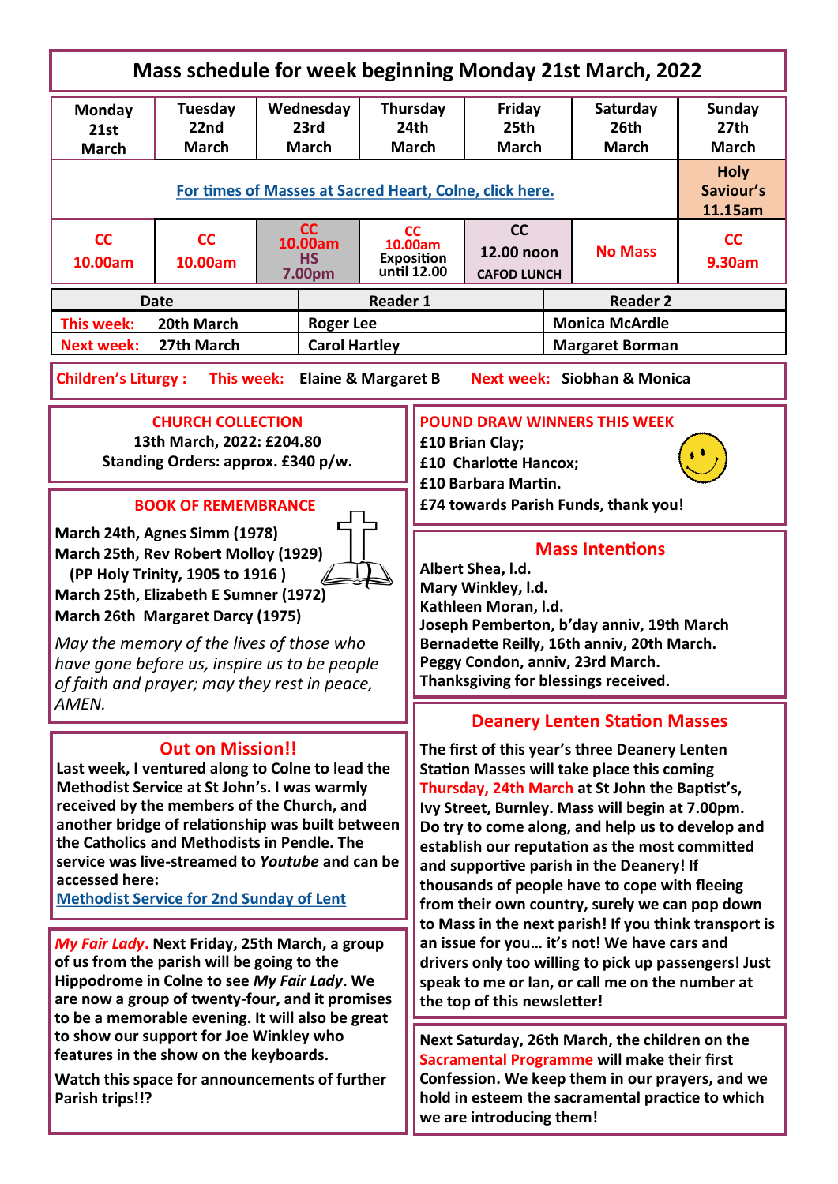## Mass schedule for week beginning Monday 21st March, 2022

| Monday 21st March | Tuesday 22nd March | Wednesday 23rd March | Thursday 24th March | Friday 25th March | Saturday 26th March | Sunday 27th March |
|---|---|---|---|---|---|---|
| For times of Masses at Sacred Heart, Colne, click here. | | | | | | Holy Saviour's 11.15am |
| CC 10.00am | CC 10.00am | CC 10.00am HS 7.00pm | CC 10.00am Exposition until 12.00 | CC 12.00 noon CAFOD LUNCH | No Mass | CC 9.30am |

| Date | | Reader 1 | Reader 2 |
|---|---|---|---|
| This week: | 20th March | Roger Lee | Monica McArdle |
| Next week: | 27th March | Carol Hartley | Margaret Borman |

**Children's Liturgy :** This week: Elaine & Margaret B  Next week: Siobhan & Monica

### CHURCH COLLECTION

13th March, 2022: £204.80
Standing Orders: approx. £340 p/w.

### BOOK OF REMEMBRANCE

March 24th, Agnes Simm (1978)
March 25th, Rev Robert Molloy (1929)
(PP Holy Trinity, 1905 to 1916 )
March 25th, Elizabeth E Sumner (1972)
March 26th Margaret Darcy (1975)

*May the memory of the lives of those who have gone before us, inspire us to be people of faith and prayer; may they rest in peace, AMEN.*

### Out on Mission!!

Last week, I ventured along to Colne to lead the Methodist Service at St John's. I was warmly received by the members of the Church, and another bridge of relationship was built between the Catholics and Methodists in Pendle. The service was live-streamed to *Youtube* and can be accessed here:
Methodist Service for 2nd Sunday of Lent

*My Fair Lady*. Next Friday, 25th March, a group of us from the parish will be going to the Hippodrome in Colne to see *My Fair Lady*. We are now a group of twenty-four, and it promises to be a memorable evening. It will also be great to show our support for Joe Winkley who features in the show on the keyboards.

Watch this space for announcements of further Parish trips!!?

### POUND DRAW WINNERS THIS WEEK

£10 Brian Clay;
£10 Charlotte Hancox;
£10 Barbara Martin.
£74 towards Parish Funds, thank you!

### Mass Intentions

Albert Shea, l.d.
Mary Winkley, l.d.
Kathleen Moran, l.d.
Joseph Pemberton, b'day anniv, 19th March
Bernadette Reilly, 16th anniv, 20th March.
Peggy Condon, anniv, 23rd March.
Thanksgiving for blessings received.

### Deanery Lenten Station Masses

The first of this year's three Deanery Lenten Station Masses will take place this coming Thursday, 24th March at St John the Baptist's, Ivy Street, Burnley. Mass will begin at 7.00pm. Do try to come along, and help us to develop and establish our reputation as the most committed and supportive parish in the Deanery! If thousands of people have to cope with fleeing from their own country, surely we can pop down to Mass in the next parish! If you think transport is an issue for you… it's not! We have cars and drivers only too willing to pick up passengers! Just speak to me or Ian, or call me on the number at the top of this newsletter!

Next Saturday, 26th March, the children on the Sacramental Programme will make their first Confession. We keep them in our prayers, and we hold in esteem the sacramental practice to which we are introducing them!